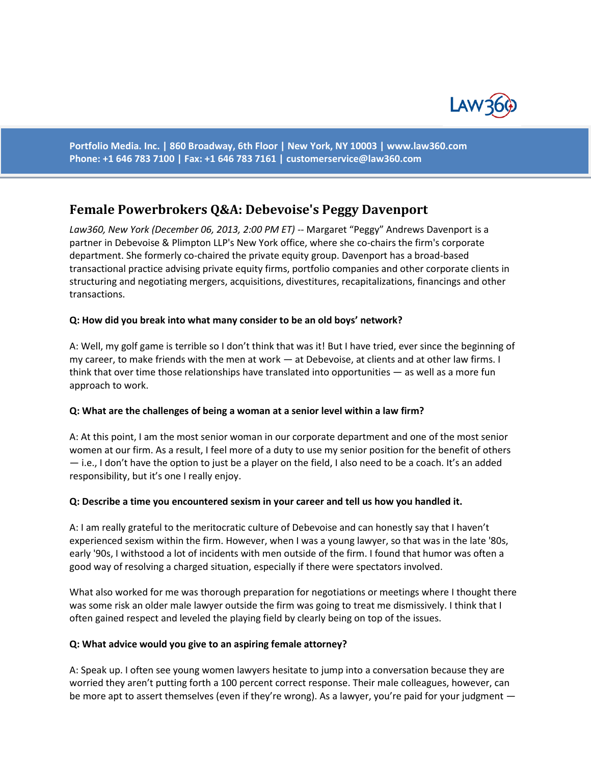# Female Powerbrokers Q&A: Debevoise's Peggy Davenport

*Law360, New York (December 06, 2013, 2:00 PM ET)* -- Margaret "Peggy" Andrews Davenport is a partner in Debevoise & Plimpton LLP's New York office, where she co-chairs the firm's corporate department. She formerly co-chaired the private equity group. Davenport has a broad-based transactional practice advising private equity firms, portfolio companies and other corporate clients in structuring and negotiating mergers, acquisitions, divestitures, recapitalizations, financings and other transactions.

**Q: How did you break into what many consider to be an old boys' network?**

A: Well, my golf game is terrible so I don't think that was it! But I have tried, ever since the beginning of my career, to make friends with the men at work — at Debevoise, at clients and at other law firms. I think that over time those relationships have translated into opportunities — as well as a more fun approach to work.

**Q: What are the challenges of being a woman at a senior level within a law firm?**

A: At this point, I am the most senior woman in our corporate department and one of the most senior women at our firm. As a result, I feel more of a duty to use my senior position for the benefit of others — i.e., I don't have the option to just be a player on the field, I also need to be a coach. It's an added responsibility, but it's one I really enjoy.

**Q: Describe a time you encountered sexism in your career and tell us how you handled it.**

A: I am really grateful to the meritocratic culture of Debevoise and can honestly say that I haven't experienced sexism within the firm. However, when I was a young lawyer, so that was in the late '80s, early '90s, I withstood a lot of incidents with men outside of the firm. I found that humor was often a good way of resolving a charged situation, especially if there were spectators involved.

What also worked for me was thorough preparation for negotiations or meetings where I thought there was some risk an older male lawyer outside the firm was going to treat me dismissively. I think that I often gained respect and leveled the playing field by clearly being on top of the issues.

**Q: What advice would you give to an aspiring female attorney?**

A: Speak up. I often see young women lawyers hesitate to jump into a conversation because they are worried they aren't putting forth a 100 percent correct response. Their male colleagues, however, can be more apt to assert themselves (even if they're wrong). As a lawyer, you're paid for your judgment —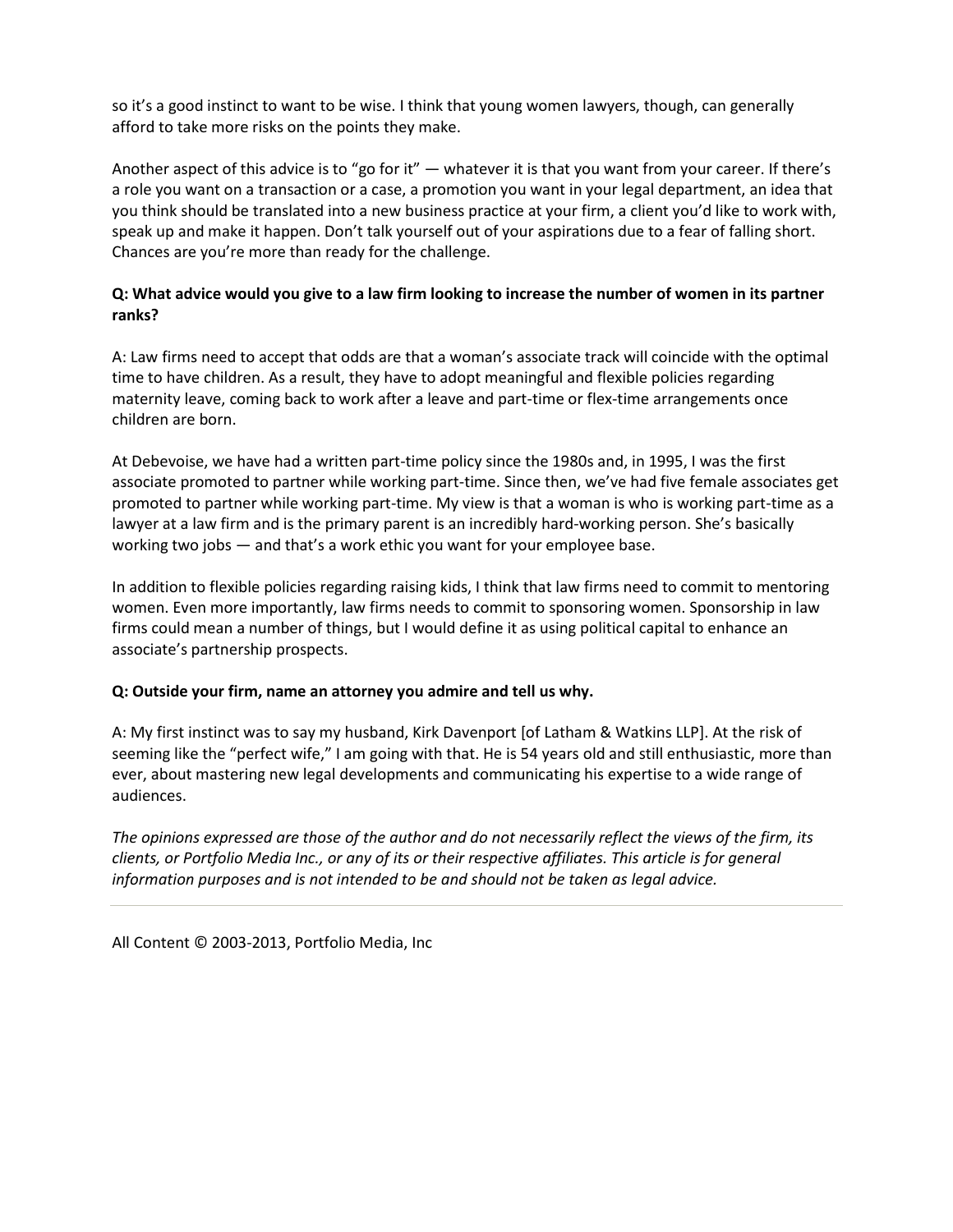so it's a good instinct to want to be wise. I think that young women lawyers, though, can generally afford to take more risks on the points they make.

Another aspect of this advice is to "go for it" — whatever it is that you want from your career. If there's a role you want on a transaction or a case, a promotion you want in your legal department, an idea that you think should be translated into a new business practice at your firm, a client you'd like to work with, speak up and make it happen. Don't talk yourself out of your aspirations due to a fear of falling short. Chances are you're more than ready for the challenge.

**Q: What advice would you give to a law firm looking to increase the number of women in its partner ranks?**

A: Law firms need to accept that odds are that a woman's associate track will coincide with the optimal time to have children. As a result, they have to adopt meaningful and flexible policies regarding maternity leave, coming back to work after a leave and part-time or flex-time arrangements once children are born.

At Debevoise, we have had a written part-time policy since the 1980s and, in 1995, I was the first associate promoted to partner while working part-time. Since then, we've had five female associates get promoted to partner while working part-time. My view is that a woman is who is working part-time as a lawyer at a law firm and is the primary parent is an incredibly hard-working person. She's basically working two jobs — and that's a work ethic you want for your employee base.

In addition to flexible policies regarding raising kids, I think that law firms need to commit to mentoring women. Even more importantly, law firms needs to commit to sponsoring women. Sponsorship in law firms could mean a number of things, but I would define it as using political capital to enhance an associate's partnership prospects.

**Q: Outside your firm, name an attorney you admire and tell us why.**

A: My first instinct was to say my husband, Kirk Davenport [of Latham & Watkins LLP]. At the risk of seeming like the "perfect wife," I am going with that. He is 54 years old and still enthusiastic, more than ever, about mastering new legal developments and communicating his expertise to a wide range of audiences.

*The opinions expressed are those of the author and do not necessarily reflect the views of the firm, its clients, or Portfolio Media Inc., or any of its or their respective affiliates. This article is for general information purposes and is not intended to be and should not be taken as legal advice.*

---

All Content © 2003-2013, Portfolio Media, Inc